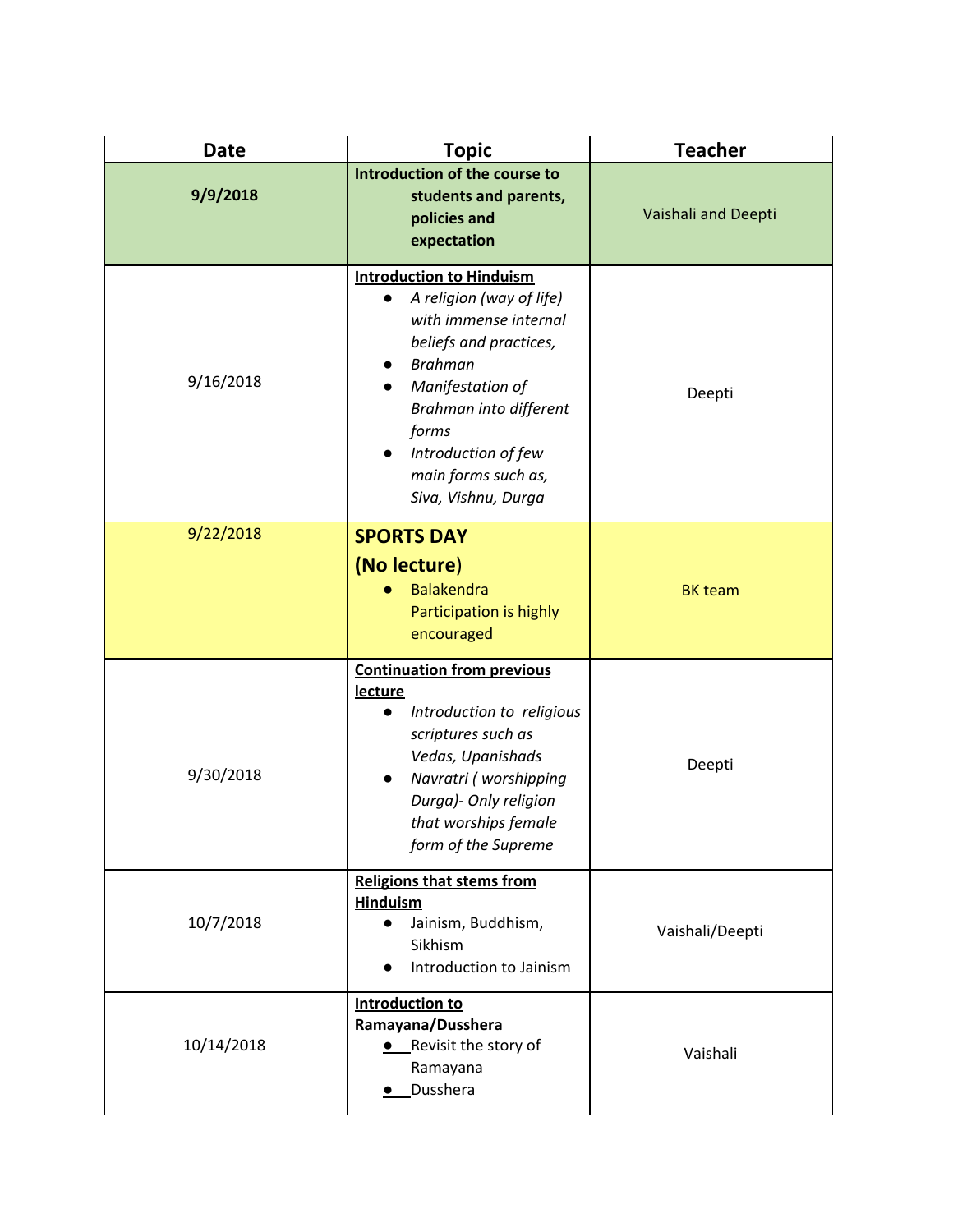| Date | Topic | Teacher |
|---|---|---|
| **9/9/2018** | **Introduction of the course to students and parents, policies and expectation** | Vaishali and Deepti |
| 9/16/2018 | **Introduction to Hinduism**<br>• *A religion (way of life) with immense internal beliefs and practices,*<br>• *Brahman*<br>• *Manifestation of Brahman into different forms*<br>• *Introduction of few main forms such as, Siva, Vishnu, Durga* | Deepti |
| 9/22/2018 | **SPORTS DAY (No lecture)**<br>• Balakendra Participation is highly encouraged | BK team |
| 9/30/2018 | **Continuation from previous lecture**<br>• *Introduction to religious scriptures such as Vedas, Upanishads*<br>• *Navratri ( worshipping Durga)- Only religion that worships female form of the Supreme* | Deepti |
| 10/7/2018 | **Religions that stems from Hinduism**<br>• Jainism, Buddhism, Sikhism<br>• Introduction to Jainism | Vaishali/Deepti |
| 10/14/2018 | **Introduction to Ramayana/Dusshera**<br>• Revisit the story of Ramayana<br>• Dusshera | Vaishali |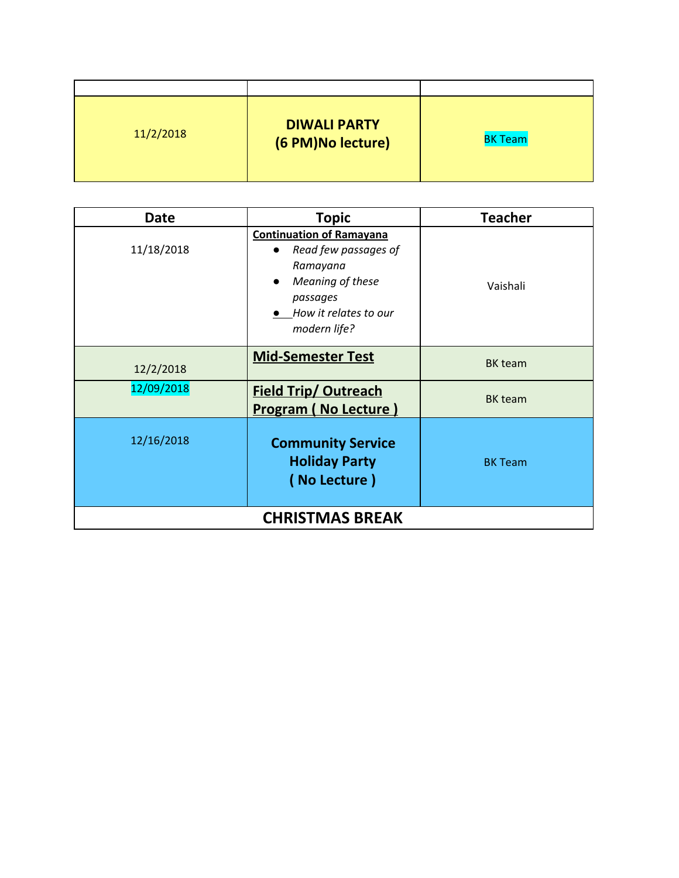| | | |
|---|---|---|
| 11/2/2018 | **DIWALI PARTY (6 PM)No lecture)** | BK Team |

| Date | Topic | Teacher |
|---|---|---|
| 11/18/2018 | **Continuation of Ramayana**<br>● *Read few passages of Ramayana*<br>● *Meaning of these passages*<br>● *How it relates to our modern life?* | Vaishali |
| 12/2/2018 | **Mid-Semester Test** | BK team |
| 12/09/2018 | **Field Trip/ Outreach Program ( No Lecture )** | BK team |
| 12/16/2018 | **Community Service Holiday Party ( No Lecture )** | BK Team |
| **CHRISTMAS BREAK** | | |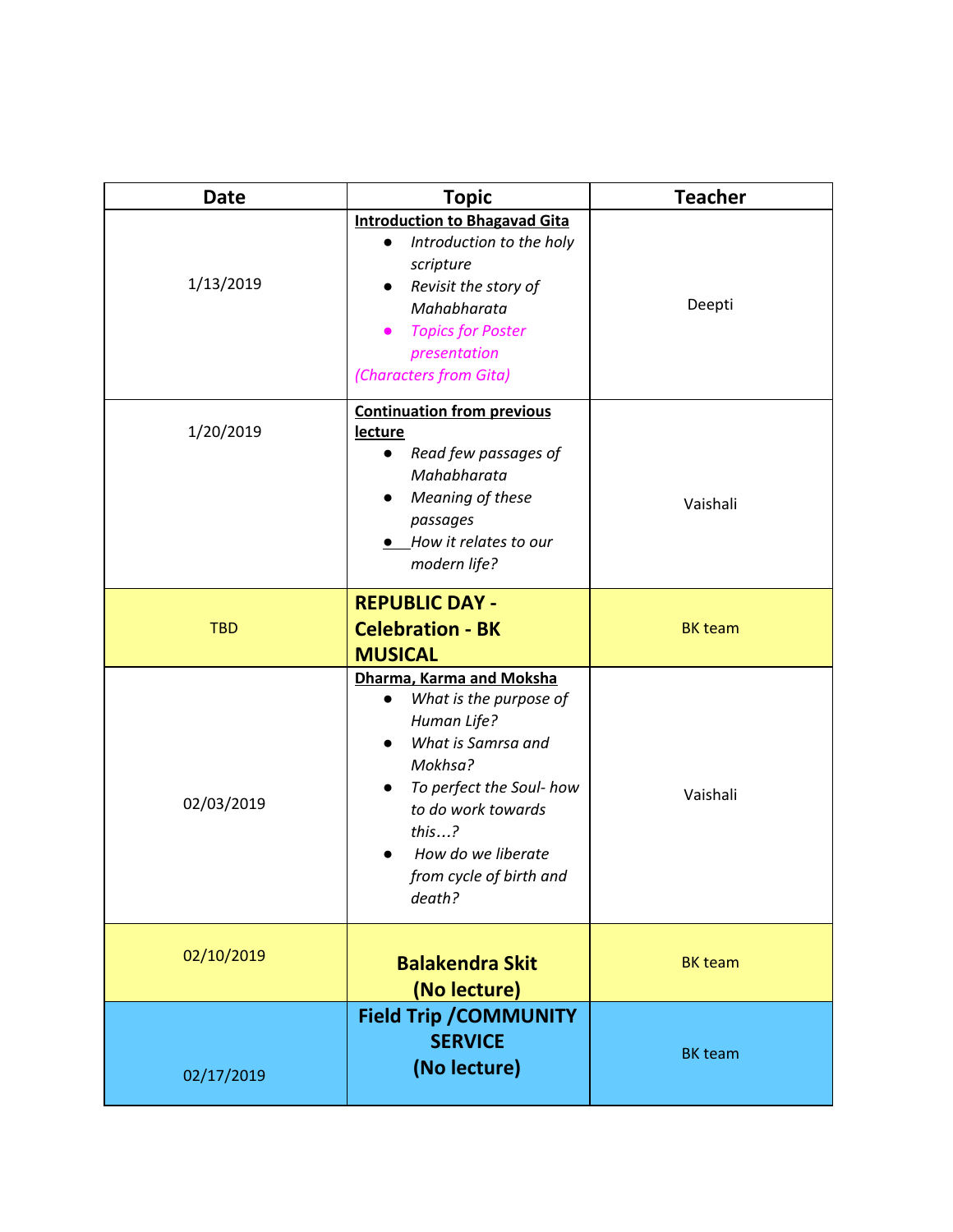| Date | Topic | Teacher |
|---|---|---|
| 1/13/2019 | **Introduction to Bhagavad Gita**<br>● *Introduction to the holy scripture*<br>● *Revisit the story of Mahabharata*<br>● *Topics for Poster presentation*<br>*(Characters from Gita)* | Deepti |
| 1/20/2019 | **Continuation from previous lecture**<br>● *Read few passages of Mahabharata*<br>● *Meaning of these passages*<br>● *How it relates to our modern life?* | Vaishali |
| TBD | **REPUBLIC DAY - Celebration - BK MUSICAL** | BK team |
| 02/03/2019 | **Dharma, Karma and Moksha**<br>● *What is the purpose of Human Life?*<br>● *What is Samrsa and Mokhsa?*<br>● *To perfect the Soul- how to do work towards this…?*<br>● *How do we liberate from cycle of birth and death?* | Vaishali |
| 02/10/2019 | **Balakendra Skit (No lecture)** | BK team |
| 02/17/2019 | **Field Trip /COMMUNITY SERVICE (No lecture)** | BK team |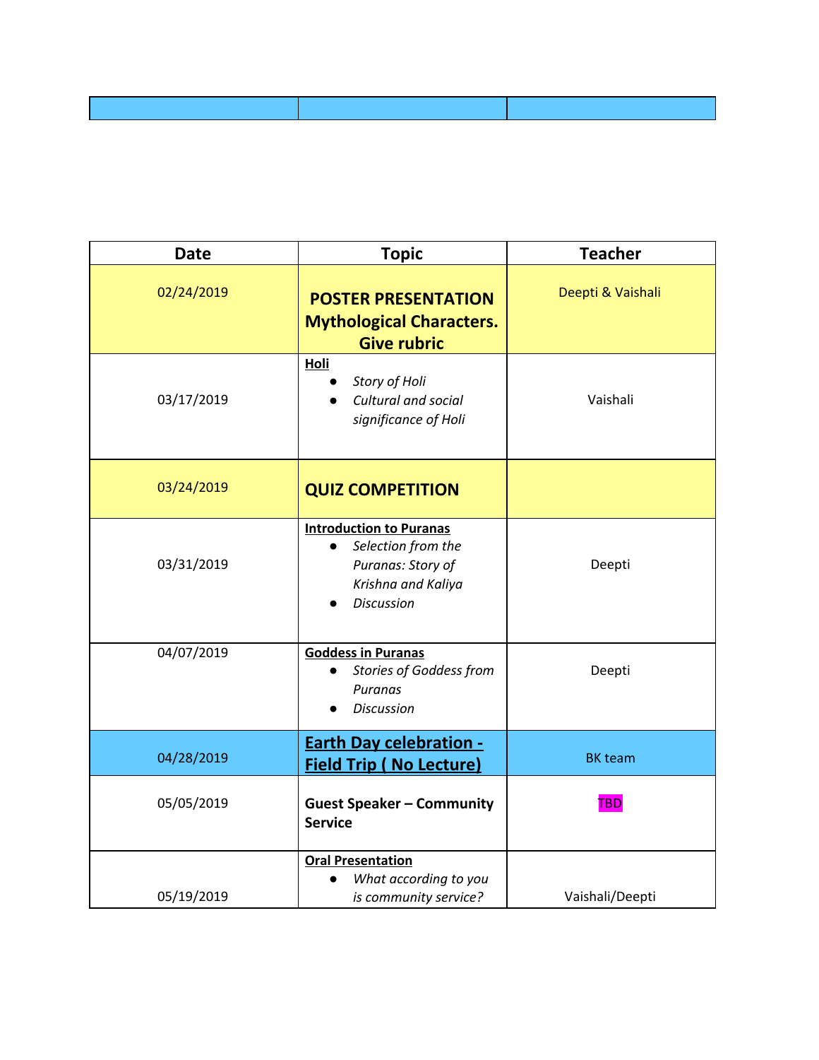| Date | Topic | Teacher |
|---|---|---|
| 02/24/2019 | **POSTER PRESENTATION Mythological Characters. Give rubric** | Deepti & Vaishali |
| 03/17/2019 | **Holi**<br>• *Story of Holi*<br>• *Cultural and social significance of Holi* | Vaishali |
| 03/24/2019 | **QUIZ COMPETITION** | |
| 03/31/2019 | **Introduction to Puranas**<br>• *Selection from the Puranas: Story of Krishna and Kaliya*<br>• *Discussion* | Deepti |
| 04/07/2019 | **Goddess in Puranas**<br>• *Stories of Goddess from Puranas*<br>• *Discussion* | Deepti |
| 04/28/2019 | **Earth Day celebration - Field Trip ( No Lecture)** | BK team |
| 05/05/2019 | **Guest Speaker – Community Service** | TBD |
| 05/19/2019 | **Oral Presentation**<br>• *What according to you is community service?* | Vaishali/Deepti |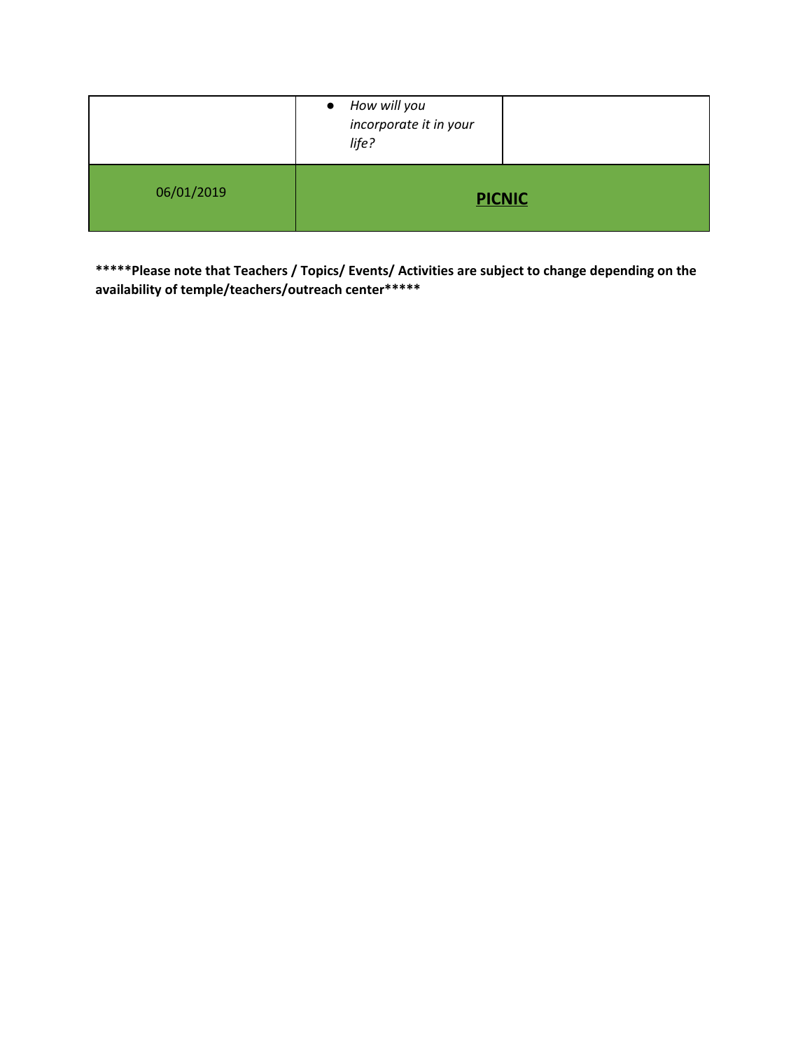| | | |
|---|---|---|
| | • *How will you incorporate it in your life?* | |
| 06/01/2019 | **PICNIC** | |

**\*\*\*\*\*Please note that Teachers / Topics/ Events/ Activities are subject to change depending on the availability of temple/teachers/outreach center\*\*\*\*\***